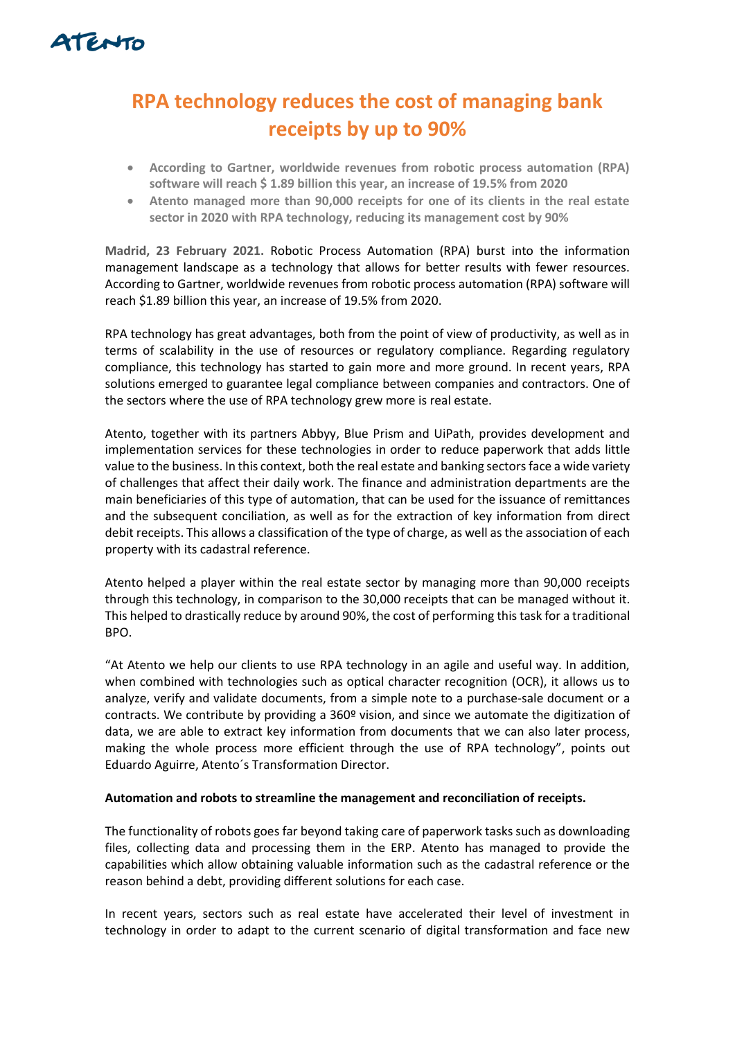# RPA technology reduces the cost of managing bank receipts by up to 90%

- **According to Gartner, worldwide revenues from robotic process automation (RPA) software will reach $ 1.89 billion this year, an increase of 19.5% from 2020**
- **Atento managed more than 90,000 receipts for one of its clients in the real estate sector in 2020 with RPA technology, reducing its management cost by 90%**

**Madrid, 23 February 2021.** Robotic Process Automation (RPA) burst into the information management landscape as a technology that allows for better results with fewer resources. According to Gartner, worldwide revenues from robotic process automation (RPA) software will reach $1.89 billion this year, an increase of 19.5% from 2020.

RPA technology has great advantages, both from the point of view of productivity, as well as in terms of scalability in the use of resources or regulatory compliance. Regarding regulatory compliance, this technology has started to gain more and more ground. In recent years, RPA solutions emerged to guarantee legal compliance between companies and contractors. One of the sectors where the use of RPA technology grew more is real estate.

Atento, together with its partners Abbyy, Blue Prism and UiPath, provides development and implementation services for these technologies in order to reduce paperwork that adds little value to the business. In this context, both the real estate and banking sectors face a wide variety of challenges that affect their daily work. The finance and administration departments are the main beneficiaries of this type of automation, that can be used for the issuance of remittances and the subsequent conciliation, as well as for the extraction of key information from direct debit receipts. This allows a classification of the type of charge, as well as the association of each property with its cadastral reference.

Atento helped a player within the real estate sector by managing more than 90,000 receipts through this technology, in comparison to the 30,000 receipts that can be managed without it. This helped to drastically reduce by around 90%, the cost of performing this task for a traditional BPO.

"At Atento we help our clients to use RPA technology in an agile and useful way. In addition, when combined with technologies such as optical character recognition (OCR), it allows us to analyze, verify and validate documents, from a simple note to a purchase-sale document or a contracts. We contribute by providing a 360º vision, and since we automate the digitization of data, we are able to extract key information from documents that we can also later process, making the whole process more efficient through the use of RPA technology", points out Eduardo Aguirre, Atento´s Transformation Director.

**Automation and robots to streamline the management and reconciliation of receipts.**

The functionality of robots goes far beyond taking care of paperwork tasks such as downloading files, collecting data and processing them in the ERP. Atento has managed to provide the capabilities which allow obtaining valuable information such as the cadastral reference or the reason behind a debt, providing different solutions for each case.

In recent years, sectors such as real estate have accelerated their level of investment in technology in order to adapt to the current scenario of digital transformation and face new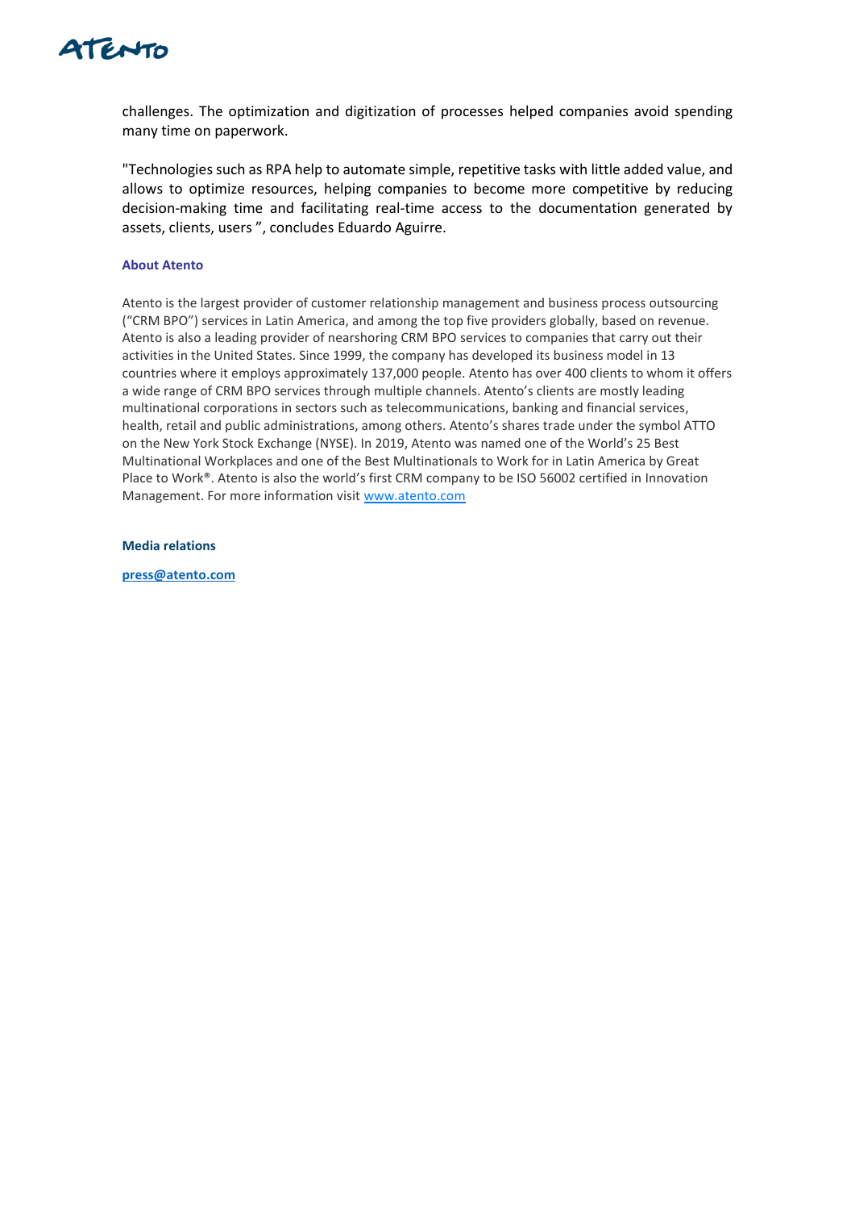challenges. The optimization and digitization of processes helped companies avoid spending many time on paperwork.

"Technologies such as RPA help to automate simple, repetitive tasks with little added value, and allows to optimize resources, helping companies to become more competitive by reducing decision-making time and facilitating real-time access to the documentation generated by assets, clients, users ", concludes Eduardo Aguirre.

**About Atento**

Atento is the largest provider of customer relationship management and business process outsourcing ("CRM BPO") services in Latin America, and among the top five providers globally, based on revenue. Atento is also a leading provider of nearshoring CRM BPO services to companies that carry out their activities in the United States. Since 1999, the company has developed its business model in 13 countries where it employs approximately 137,000 people. Atento has over 400 clients to whom it offers a wide range of CRM BPO services through multiple channels. Atento's clients are mostly leading multinational corporations in sectors such as telecommunications, banking and financial services, health, retail and public administrations, among others. Atento's shares trade under the symbol ATTO on the New York Stock Exchange (NYSE). In 2019, Atento was named one of the World's 25 Best Multinational Workplaces and one of the Best Multinationals to Work for in Latin America by Great Place to Work®. Atento is also the world's first CRM company to be ISO 56002 certified in Innovation Management. For more information visit [www.atento.com](http://www.atento.com)

**Media relations**

**[press@atento.com](mailto:press@atento.com)**